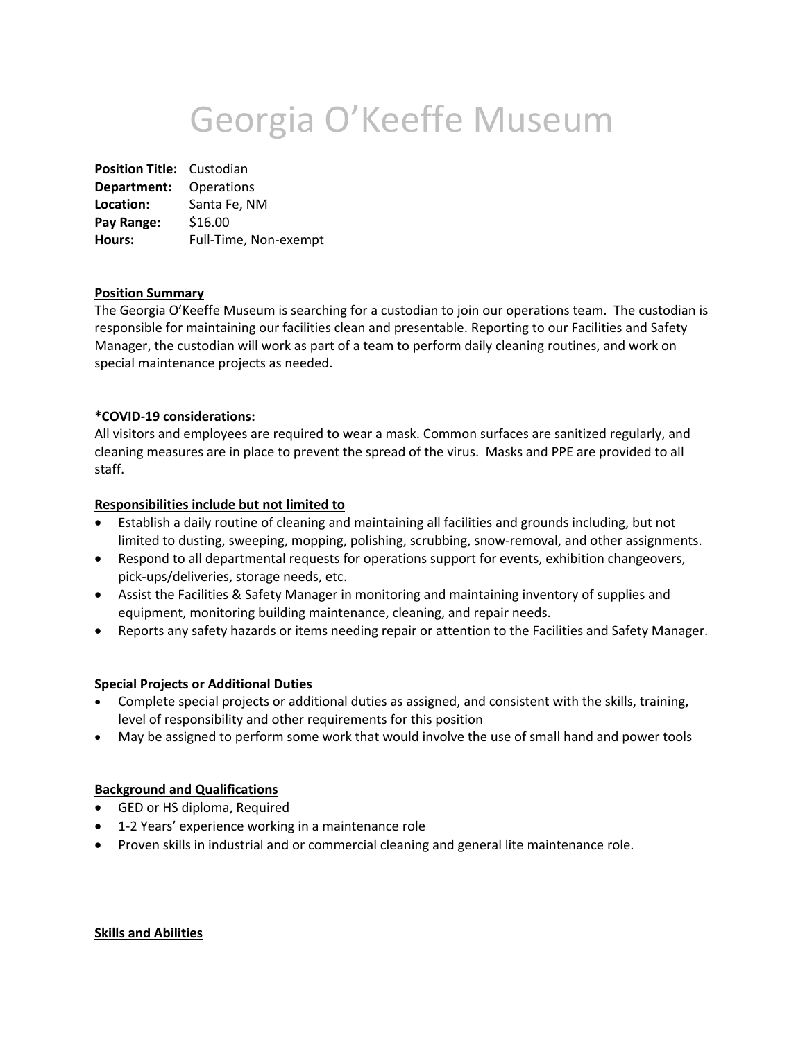# Georgia O'Keeffe Museum

**Position Title:** Custodian
**Department:** Operations
**Location:** Santa Fe, NM
**Pay Range:** $16.00
**Hours:** Full-Time, Non-exempt

**Position Summary**

The Georgia O'Keeffe Museum is searching for a custodian to join our operations team. The custodian is responsible for maintaining our facilities clean and presentable. Reporting to our Facilities and Safety Manager, the custodian will work as part of a team to perform daily cleaning routines, and work on special maintenance projects as needed.

**\*COVID-19 considerations:**

All visitors and employees are required to wear a mask. Common surfaces are sanitized regularly, and cleaning measures are in place to prevent the spread of the virus. Masks and PPE are provided to all staff.

**Responsibilities include but not limited to**

- Establish a daily routine of cleaning and maintaining all facilities and grounds including, but not limited to dusting, sweeping, mopping, polishing, scrubbing, snow-removal, and other assignments.
- Respond to all departmental requests for operations support for events, exhibition changeovers, pick-ups/deliveries, storage needs, etc.
- Assist the Facilities & Safety Manager in monitoring and maintaining inventory of supplies and equipment, monitoring building maintenance, cleaning, and repair needs.
- Reports any safety hazards or items needing repair or attention to the Facilities and Safety Manager.

**Special Projects or Additional Duties**

- Complete special projects or additional duties as assigned, and consistent with the skills, training, level of responsibility and other requirements for this position
- May be assigned to perform some work that would involve the use of small hand and power tools

**Background and Qualifications**

- GED or HS diploma, Required
- 1-2 Years' experience working in a maintenance role
- Proven skills in industrial and or commercial cleaning and general lite maintenance role.

**Skills and Abilities**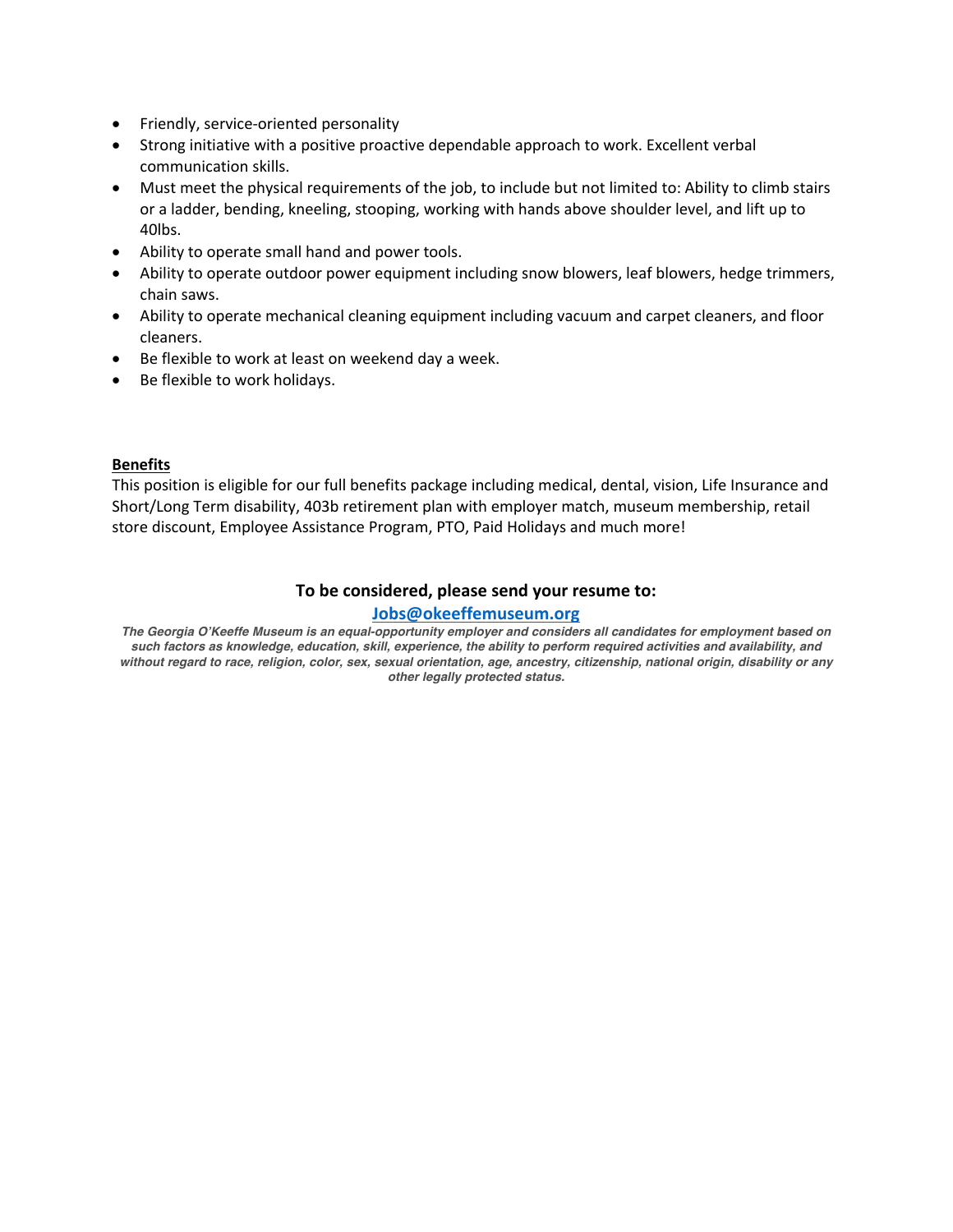- Friendly, service-oriented personality
- Strong initiative with a positive proactive dependable approach to work. Excellent verbal communication skills.
- Must meet the physical requirements of the job, to include but not limited to: Ability to climb stairs or a ladder, bending, kneeling, stooping, working with hands above shoulder level, and lift up to 40lbs.
- Ability to operate small hand and power tools.
- Ability to operate outdoor power equipment including snow blowers, leaf blowers, hedge trimmers, chain saws.
- Ability to operate mechanical cleaning equipment including vacuum and carpet cleaners, and floor cleaners.
- Be flexible to work at least on weekend day a week.
- Be flexible to work holidays.

**Benefits**

This position is eligible for our full benefits package including medical, dental, vision, Life Insurance and Short/Long Term disability, 403b retirement plan with employer match, museum membership, retail store discount, Employee Assistance Program, PTO, Paid Holidays and much more!

**To be considered, please send your resume to:**

**Jobs@okeeffemuseum.org**

***The Georgia O'Keeffe Museum is an equal-opportunity employer and considers all candidates for employment based on such factors as knowledge, education, skill, experience, the ability to perform required activities and availability, and without regard to race, religion, color, sex, sexual orientation, age, ancestry, citizenship, national origin, disability or any other legally protected status.***